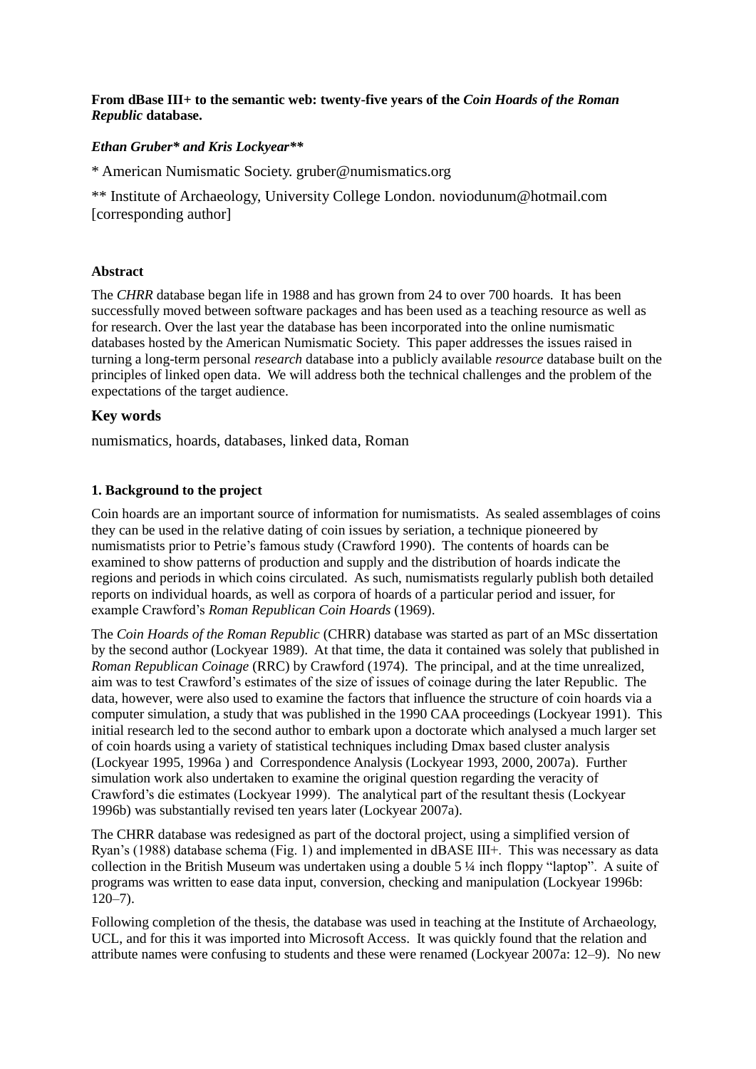**From dBase III+ to the semantic web: twenty-five years of the *Coin Hoards of the Roman Republic* database.**

***Ethan Gruber\* and Kris Lockyear\*\****

\* American Numismatic Society. gruber@numismatics.org

\*\* Institute of Archaeology, University College London. noviodunum@hotmail.com [corresponding author]

**Abstract**

The *CHRR* database began life in 1988 and has grown from 24 to over 700 hoards. It has been successfully moved between software packages and has been used as a teaching resource as well as for research. Over the last year the database has been incorporated into the online numismatic databases hosted by the American Numismatic Society. This paper addresses the issues raised in turning a long-term personal *research* database into a publicly available *resource* database built on the principles of linked open data. We will address both the technical challenges and the problem of the expectations of the target audience.

## Key words

numismatics, hoards, databases, linked data, Roman

**1. Background to the project**

Coin hoards are an important source of information for numismatists. As sealed assemblages of coins they can be used in the relative dating of coin issues by seriation, a technique pioneered by numismatists prior to Petrie's famous study (Crawford 1990). The contents of hoards can be examined to show patterns of production and supply and the distribution of hoards indicate the regions and periods in which coins circulated. As such, numismatists regularly publish both detailed reports on individual hoards, as well as corpora of hoards of a particular period and issuer, for example Crawford's *Roman Republican Coin Hoards* (1969).

The *Coin Hoards of the Roman Republic* (CHRR) database was started as part of an MSc dissertation by the second author (Lockyear 1989). At that time, the data it contained was solely that published in *Roman Republican Coinage* (RRC) by Crawford (1974). The principal, and at the time unrealized, aim was to test Crawford's estimates of the size of issues of coinage during the later Republic. The data, however, were also used to examine the factors that influence the structure of coin hoards via a computer simulation, a study that was published in the 1990 CAA proceedings (Lockyear 1991). This initial research led to the second author to embark upon a doctorate which analysed a much larger set of coin hoards using a variety of statistical techniques including Dmax based cluster analysis (Lockyear 1995, 1996a ) and Correspondence Analysis (Lockyear 1993, 2000, 2007a). Further simulation work also undertaken to examine the original question regarding the veracity of Crawford's die estimates (Lockyear 1999). The analytical part of the resultant thesis (Lockyear 1996b) was substantially revised ten years later (Lockyear 2007a).

The CHRR database was redesigned as part of the doctoral project, using a simplified version of Ryan's (1988) database schema (Fig. 1) and implemented in dBASE III+. This was necessary as data collection in the British Museum was undertaken using a double 5 ¼ inch floppy "laptop". A suite of programs was written to ease data input, conversion, checking and manipulation (Lockyear 1996b: 120–7).

Following completion of the thesis, the database was used in teaching at the Institute of Archaeology, UCL, and for this it was imported into Microsoft Access. It was quickly found that the relation and attribute names were confusing to students and these were renamed (Lockyear 2007a: 12–9). No new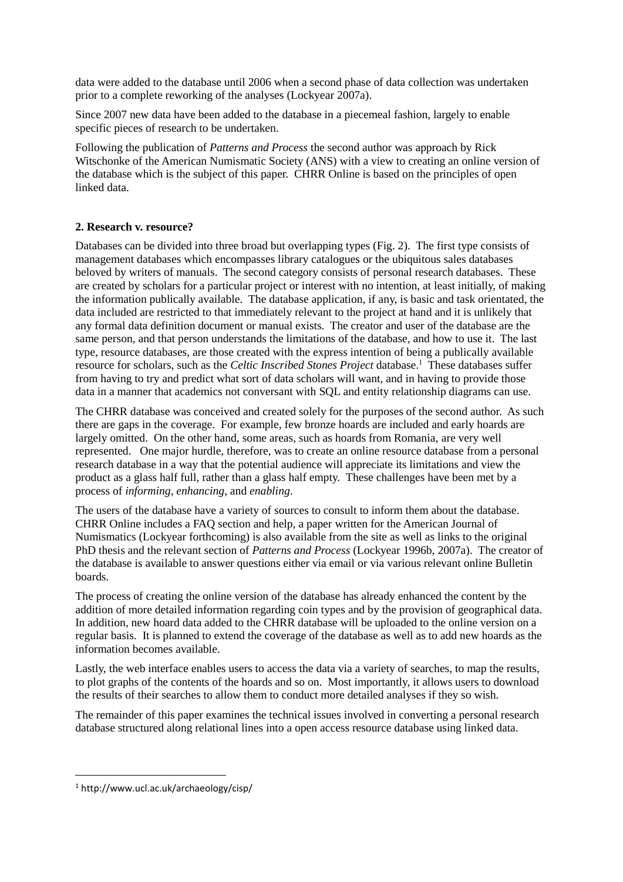data were added to the database until 2006 when a second phase of data collection was undertaken prior to a complete reworking of the analyses (Lockyear 2007a).

Since 2007 new data have been added to the database in a piecemeal fashion, largely to enable specific pieces of research to be undertaken.

Following the publication of *Patterns and Process* the second author was approach by Rick Witschonke of the American Numismatic Society (ANS) with a view to creating an online version of the database which is the subject of this paper. CHRR Online is based on the principles of open linked data.

## 2. Research v. resource?

Databases can be divided into three broad but overlapping types (Fig. 2). The first type consists of management databases which encompasses library catalogues or the ubiquitous sales databases beloved by writers of manuals. The second category consists of personal research databases. These are created by scholars for a particular project or interest with no intention, at least initially, of making the information publically available. The database application, if any, is basic and task orientated, the data included are restricted to that immediately relevant to the project at hand and it is unlikely that any formal data definition document or manual exists. The creator and user of the database are the same person, and that person understands the limitations of the database, and how to use it. The last type, resource databases, are those created with the express intention of being a publically available resource for scholars, such as the *Celtic Inscribed Stones Project* database.[1] These databases suffer from having to try and predict what sort of data scholars will want, and in having to provide those data in a manner that academics not conversant with SQL and entity relationship diagrams can use.

The CHRR database was conceived and created solely for the purposes of the second author. As such there are gaps in the coverage. For example, few bronze hoards are included and early hoards are largely omitted. On the other hand, some areas, such as hoards from Romania, are very well represented. One major hurdle, therefore, was to create an online resource database from a personal research database in a way that the potential audience will appreciate its limitations and view the product as a glass half full, rather than a glass half empty. These challenges have been met by a process of *informing*, *enhancing*, and *enabling*.

The users of the database have a variety of sources to consult to inform them about the database. CHRR Online includes a FAQ section and help, a paper written for the American Journal of Numismatics (Lockyear forthcoming) is also available from the site as well as links to the original PhD thesis and the relevant section of *Patterns and Process* (Lockyear 1996b, 2007a). The creator of the database is available to answer questions either via email or via various relevant online Bulletin boards.

The process of creating the online version of the database has already enhanced the content by the addition of more detailed information regarding coin types and by the provision of geographical data. In addition, new hoard data added to the CHRR database will be uploaded to the online version on a regular basis. It is planned to extend the coverage of the database as well as to add new hoards as the information becomes available.

Lastly, the web interface enables users to access the data via a variety of searches, to map the results, to plot graphs of the contents of the hoards and so on. Most importantly, it allows users to download the results of their searches to allow them to conduct more detailed analyses if they so wish.

The remainder of this paper examines the technical issues involved in converting a personal research database structured along relational lines into a open access resource database using linked data.

---

[1] http://www.ucl.ac.uk/archaeology/cisp/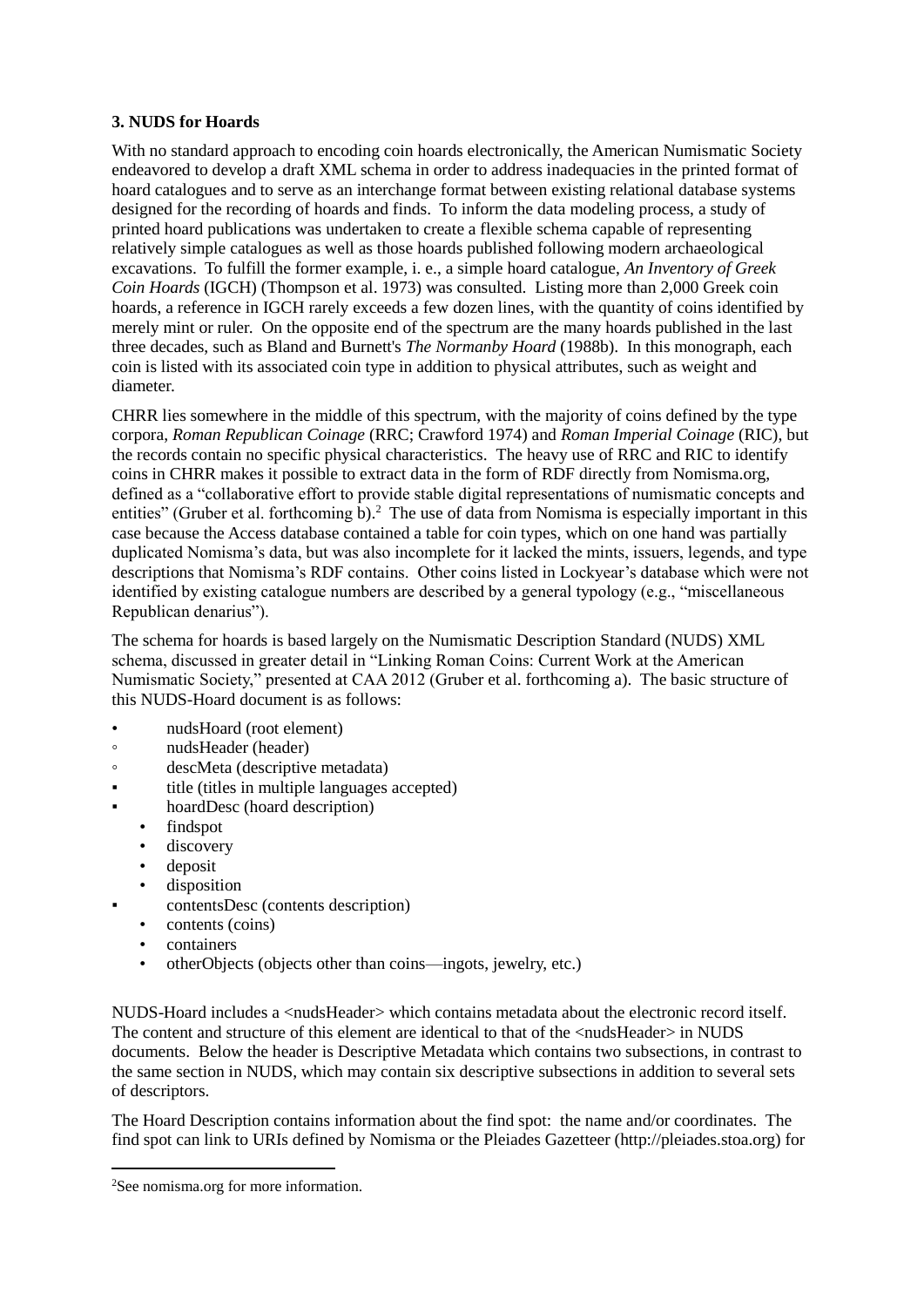### 3. NUDS for Hoards

With no standard approach to encoding coin hoards electronically, the American Numismatic Society endeavored to develop a draft XML schema in order to address inadequacies in the printed format of hoard catalogues and to serve as an interchange format between existing relational database systems designed for the recording of hoards and finds. To inform the data modeling process, a study of printed hoard publications was undertaken to create a flexible schema capable of representing relatively simple catalogues as well as those hoards published following modern archaeological excavations. To fulfill the former example, i. e., a simple hoard catalogue, *An Inventory of Greek Coin Hoards* (IGCH) (Thompson et al. 1973) was consulted. Listing more than 2,000 Greek coin hoards, a reference in IGCH rarely exceeds a few dozen lines, with the quantity of coins identified by merely mint or ruler. On the opposite end of the spectrum are the many hoards published in the last three decades, such as Bland and Burnett's *The Normanby Hoard* (1988b). In this monograph, each coin is listed with its associated coin type in addition to physical attributes, such as weight and diameter.

CHRR lies somewhere in the middle of this spectrum, with the majority of coins defined by the type corpora, *Roman Republican Coinage* (RRC; Crawford 1974) and *Roman Imperial Coinage* (RIC), but the records contain no specific physical characteristics. The heavy use of RRC and RIC to identify coins in CHRR makes it possible to extract data in the form of RDF directly from Nomisma.org, defined as a "collaborative effort to provide stable digital representations of numismatic concepts and entities" (Gruber et al. forthcoming b).[2] The use of data from Nomisma is especially important in this case because the Access database contained a table for coin types, which on one hand was partially duplicated Nomisma's data, but was also incomplete for it lacked the mints, issuers, legends, and type descriptions that Nomisma's RDF contains. Other coins listed in Lockyear's database which were not identified by existing catalogue numbers are described by a general typology (e.g., "miscellaneous Republican denarius").

The schema for hoards is based largely on the Numismatic Description Standard (NUDS) XML schema, discussed in greater detail in "Linking Roman Coins: Current Work at the American Numismatic Society," presented at CAA 2012 (Gruber et al. forthcoming a). The basic structure of this NUDS-Hoard document is as follows:

- nudsHoard (root element)
  - nudsHeader (header)
  - descMeta (descriptive metadata)
    - title (titles in multiple languages accepted)
    - hoardDesc (hoard description)
      - findspot
      - discovery
      - deposit
      - disposition
    - contentsDesc (contents description)
      - contents (coins)
      - containers
      - otherObjects (objects other than coins—ingots, jewelry, etc.)

NUDS-Hoard includes a <nudsHeader> which contains metadata about the electronic record itself. The content and structure of this element are identical to that of the <nudsHeader> in NUDS documents. Below the header is Descriptive Metadata which contains two subsections, in contrast to the same section in NUDS, which may contain six descriptive subsections in addition to several sets of descriptors.

The Hoard Description contains information about the find spot: the name and/or coordinates. The find spot can link to URIs defined by Nomisma or the Pleiades Gazetteer (http://pleiades.stoa.org) for

[2] See nomisma.org for more information.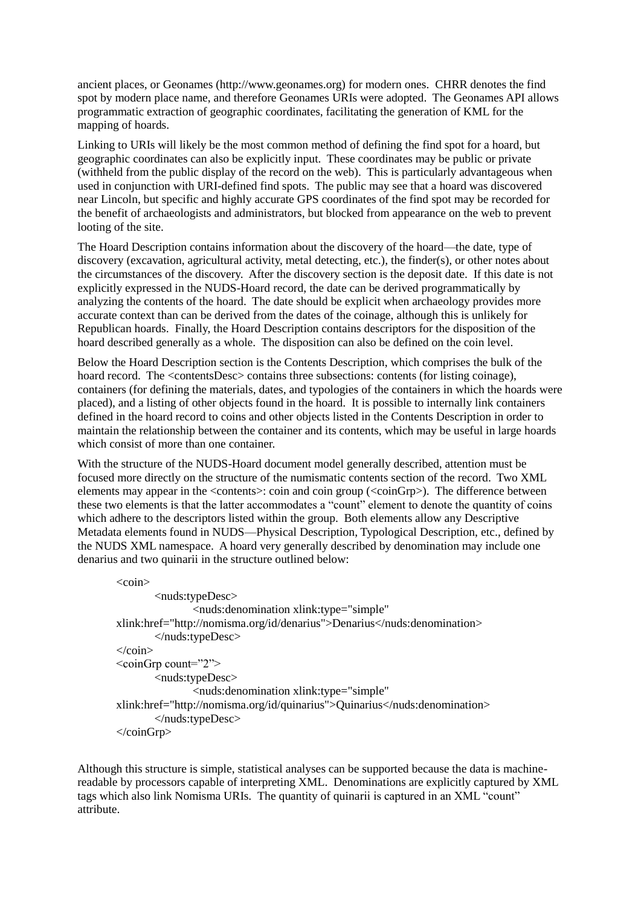ancient places, or Geonames (http://www.geonames.org) for modern ones. CHRR denotes the find spot by modern place name, and therefore Geonames URIs were adopted. The Geonames API allows programmatic extraction of geographic coordinates, facilitating the generation of KML for the mapping of hoards.

Linking to URIs will likely be the most common method of defining the find spot for a hoard, but geographic coordinates can also be explicitly input. These coordinates may be public or private (withheld from the public display of the record on the web). This is particularly advantageous when used in conjunction with URI-defined find spots. The public may see that a hoard was discovered near Lincoln, but specific and highly accurate GPS coordinates of the find spot may be recorded for the benefit of archaeologists and administrators, but blocked from appearance on the web to prevent looting of the site.

The Hoard Description contains information about the discovery of the hoard—the date, type of discovery (excavation, agricultural activity, metal detecting, etc.), the finder(s), or other notes about the circumstances of the discovery. After the discovery section is the deposit date. If this date is not explicitly expressed in the NUDS-Hoard record, the date can be derived programmatically by analyzing the contents of the hoard. The date should be explicit when archaeology provides more accurate context than can be derived from the dates of the coinage, although this is unlikely for Republican hoards. Finally, the Hoard Description contains descriptors for the disposition of the hoard described generally as a whole. The disposition can also be defined on the coin level.

Below the Hoard Description section is the Contents Description, which comprises the bulk of the hoard record. The <contentsDesc> contains three subsections: contents (for listing coinage), containers (for defining the materials, dates, and typologies of the containers in which the hoards were placed), and a listing of other objects found in the hoard. It is possible to internally link containers defined in the hoard record to coins and other objects listed in the Contents Description in order to maintain the relationship between the container and its contents, which may be useful in large hoards which consist of more than one container.

With the structure of the NUDS-Hoard document model generally described, attention must be focused more directly on the structure of the numismatic contents section of the record. Two XML elements may appear in the <contents>: coin and coin group (<coinGrp>). The difference between these two elements is that the latter accommodates a "count" element to denote the quantity of coins which adhere to the descriptors listed within the group. Both elements allow any Descriptive Metadata elements found in NUDS—Physical Description, Typological Description, etc., defined by the NUDS XML namespace. A hoard very generally described by denomination may include one denarius and two quinarii in the structure outlined below:

```
<coin>
        <nuds:typeDesc>
                <nuds:denomination xlink:type="simple"
xlink:href="http://nomisma.org/id/denarius">Denarius</nuds:denomination>
        </nuds:typeDesc>
</coin>
<coinGrp count="2">
        <nuds:typeDesc>
                <nuds:denomination xlink:type="simple"
xlink:href="http://nomisma.org/id/quinarius">Quinarius</nuds:denomination>
        </nuds:typeDesc>
</coinGrp>
```

Although this structure is simple, statistical analyses can be supported because the data is machine-readable by processors capable of interpreting XML. Denominations are explicitly captured by XML tags which also link Nomisma URIs. The quantity of quinarii is captured in an XML "count" attribute.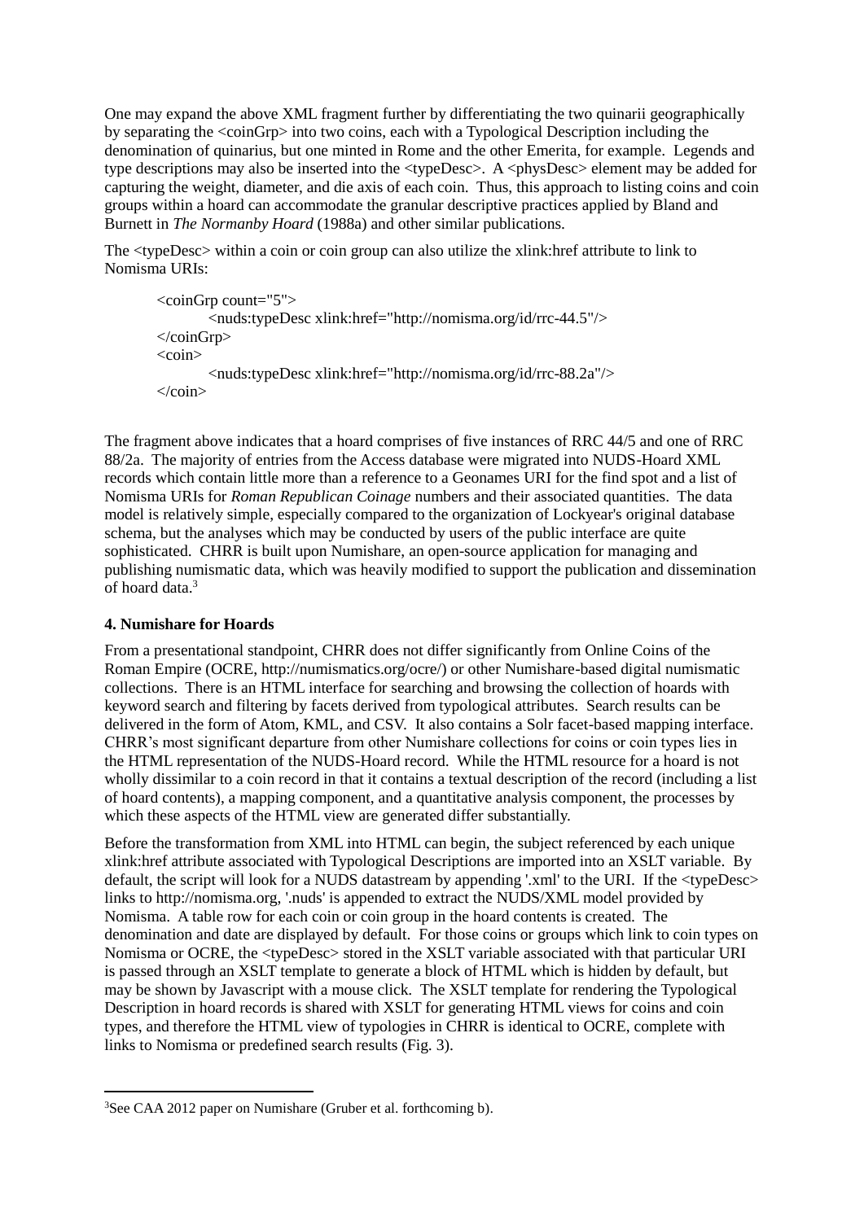One may expand the above XML fragment further by differentiating the two quinarii geographically by separating the <coinGrp> into two coins, each with a Typological Description including the denomination of quinarius, but one minted in Rome and the other Emerita, for example. Legends and type descriptions may also be inserted into the <typeDesc>. A <physDesc> element may be added for capturing the weight, diameter, and die axis of each coin. Thus, this approach to listing coins and coin groups within a hoard can accommodate the granular descriptive practices applied by Bland and Burnett in *The Normanby Hoard* (1988a) and other similar publications.

The <typeDesc> within a coin or coin group can also utilize the xlink:href attribute to link to Nomisma URIs:

```
<coinGrp count="5">
        <nuds:typeDesc xlink:href="http://nomisma.org/id/rrc-44.5"/>
</coinGrp>
<coin>
        <nuds:typeDesc xlink:href="http://nomisma.org/id/rrc-88.2a"/>
</coin>
```

The fragment above indicates that a hoard comprises of five instances of RRC 44/5 and one of RRC 88/2a. The majority of entries from the Access database were migrated into NUDS-Hoard XML records which contain little more than a reference to a Geonames URI for the find spot and a list of Nomisma URIs for *Roman Republican Coinage* numbers and their associated quantities. The data model is relatively simple, especially compared to the organization of Lockyear's original database schema, but the analyses which may be conducted by users of the public interface are quite sophisticated. CHRR is built upon Numishare, an open-source application for managing and publishing numismatic data, which was heavily modified to support the publication and dissemination of hoard data.[3]

**4. Numishare for Hoards**

From a presentational standpoint, CHRR does not differ significantly from Online Coins of the Roman Empire (OCRE, http://numismatics.org/ocre/) or other Numishare-based digital numismatic collections. There is an HTML interface for searching and browsing the collection of hoards with keyword search and filtering by facets derived from typological attributes. Search results can be delivered in the form of Atom, KML, and CSV. It also contains a Solr facet-based mapping interface. CHRR's most significant departure from other Numishare collections for coins or coin types lies in the HTML representation of the NUDS-Hoard record. While the HTML resource for a hoard is not wholly dissimilar to a coin record in that it contains a textual description of the record (including a list of hoard contents), a mapping component, and a quantitative analysis component, the processes by which these aspects of the HTML view are generated differ substantially.

Before the transformation from XML into HTML can begin, the subject referenced by each unique xlink:href attribute associated with Typological Descriptions are imported into an XSLT variable. By default, the script will look for a NUDS datastream by appending '.xml' to the URI. If the <typeDesc> links to http://nomisma.org, '.nuds' is appended to extract the NUDS/XML model provided by Nomisma. A table row for each coin or coin group in the hoard contents is created. The denomination and date are displayed by default. For those coins or groups which link to coin types on Nomisma or OCRE, the <typeDesc> stored in the XSLT variable associated with that particular URI is passed through an XSLT template to generate a block of HTML which is hidden by default, but may be shown by Javascript with a mouse click. The XSLT template for rendering the Typological Description in hoard records is shared with XSLT for generating HTML views for coins and coin types, and therefore the HTML view of typologies in CHRR is identical to OCRE, complete with links to Nomisma or predefined search results (Fig. 3).

[3] See CAA 2012 paper on Numishare (Gruber et al. forthcoming b).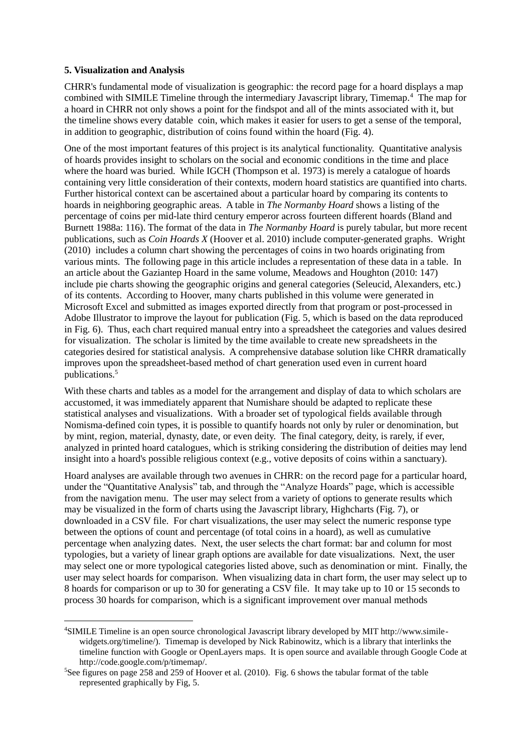**5. Visualization and Analysis**

CHRR's fundamental mode of visualization is geographic: the record page for a hoard displays a map combined with SIMILE Timeline through the intermediary Javascript library, Timemap.[4] The map for a hoard in CHRR not only shows a point for the findspot and all of the mints associated with it, but the timeline shows every datable coin, which makes it easier for users to get a sense of the temporal, in addition to geographic, distribution of coins found within the hoard (Fig. 4).

One of the most important features of this project is its analytical functionality. Quantitative analysis of hoards provides insight to scholars on the social and economic conditions in the time and place where the hoard was buried. While IGCH (Thompson et al. 1973) is merely a catalogue of hoards containing very little consideration of their contexts, modern hoard statistics are quantified into charts. Further historical context can be ascertained about a particular hoard by comparing its contents to hoards in neighboring geographic areas. A table in *The Normanby Hoard* shows a listing of the percentage of coins per mid-late third century emperor across fourteen different hoards (Bland and Burnett 1988a: 116). The format of the data in *The Normanby Hoard* is purely tabular, but more recent publications, such as *Coin Hoards X* (Hoover et al. 2010) include computer-generated graphs. Wright (2010) includes a column chart showing the percentages of coins in two hoards originating from various mints. The following page in this article includes a representation of these data in a table. In an article about the Gaziantep Hoard in the same volume, Meadows and Houghton (2010: 147) include pie charts showing the geographic origins and general categories (Seleucid, Alexanders, etc.) of its contents. According to Hoover, many charts published in this volume were generated in Microsoft Excel and submitted as images exported directly from that program or post-processed in Adobe Illustrator to improve the layout for publication (Fig. 5, which is based on the data reproduced in Fig. 6). Thus, each chart required manual entry into a spreadsheet the categories and values desired for visualization. The scholar is limited by the time available to create new spreadsheets in the categories desired for statistical analysis. A comprehensive database solution like CHRR dramatically improves upon the spreadsheet-based method of chart generation used even in current hoard publications.[5]

With these charts and tables as a model for the arrangement and display of data to which scholars are accustomed, it was immediately apparent that Numishare should be adapted to replicate these statistical analyses and visualizations. With a broader set of typological fields available through Nomisma-defined coin types, it is possible to quantify hoards not only by ruler or denomination, but by mint, region, material, dynasty, date, or even deity. The final category, deity, is rarely, if ever, analyzed in printed hoard catalogues, which is striking considering the distribution of deities may lend insight into a hoard's possible religious context (e.g., votive deposits of coins within a sanctuary).

Hoard analyses are available through two avenues in CHRR: on the record page for a particular hoard, under the "Quantitative Analysis" tab, and through the "Analyze Hoards" page, which is accessible from the navigation menu. The user may select from a variety of options to generate results which may be visualized in the form of charts using the Javascript library, Highcharts (Fig. 7), or downloaded in a CSV file. For chart visualizations, the user may select the numeric response type between the options of count and percentage (of total coins in a hoard), as well as cumulative percentage when analyzing dates. Next, the user selects the chart format: bar and column for most typologies, but a variety of linear graph options are available for date visualizations. Next, the user may select one or more typological categories listed above, such as denomination or mint. Finally, the user may select hoards for comparison. When visualizing data in chart form, the user may select up to 8 hoards for comparison or up to 30 for generating a CSV file. It may take up to 10 or 15 seconds to process 30 hoards for comparison, which is a significant improvement over manual methods

---

[4] SIMILE Timeline is an open source chronological Javascript library developed by MIT http://www.simile-widgets.org/timeline/). Timemap is developed by Nick Rabinowitz, which is a library that interlinks the timeline function with Google or OpenLayers maps. It is open source and available through Google Code at http://code.google.com/p/timemap/.

[5] See figures on page 258 and 259 of Hoover et al. (2010). Fig. 6 shows the tabular format of the table represented graphically by Fig, 5.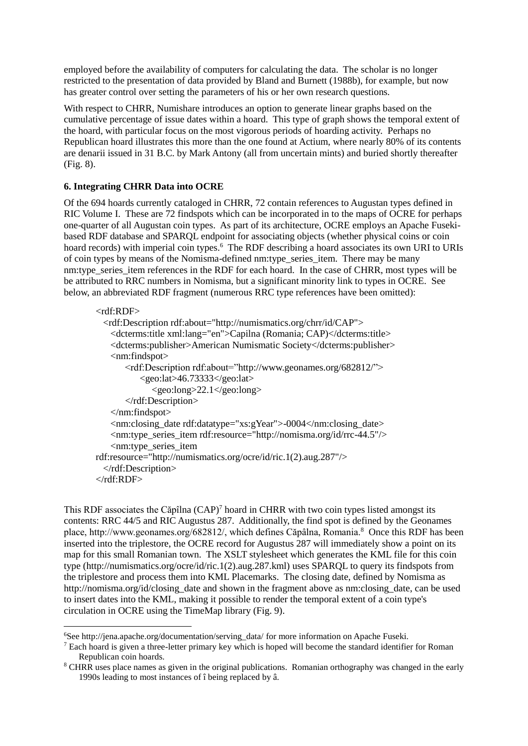employed before the availability of computers for calculating the data. The scholar is no longer restricted to the presentation of data provided by Bland and Burnett (1988b), for example, but now has greater control over setting the parameters of his or her own research questions.

With respect to CHRR, Numishare introduces an option to generate linear graphs based on the cumulative percentage of issue dates within a hoard. This type of graph shows the temporal extent of the hoard, with particular focus on the most vigorous periods of hoarding activity. Perhaps no Republican hoard illustrates this more than the one found at Actium, where nearly 80% of its contents are denarii issued in 31 B.C. by Mark Antony (all from uncertain mints) and buried shortly thereafter (Fig. 8).

### 6. Integrating CHRR Data into OCRE

Of the 694 hoards currently cataloged in CHRR, 72 contain references to Augustan types defined in RIC Volume I. These are 72 findspots which can be incorporated in to the maps of OCRE for perhaps one-quarter of all Augustan coin types. As part of its architecture, OCRE employs an Apache Fuseki-based RDF database and SPARQL endpoint for associating objects (whether physical coins or coin hoard records) with imperial coin types.[6] The RDF describing a hoard associates its own URI to URIs of coin types by means of the Nomisma-defined nm:type_series_item. There may be many nm:type_series_item references in the RDF for each hoard. In the case of CHRR, most types will be be attributed to RRC numbers in Nomisma, but a significant minority link to types in OCRE. See below, an abbreviated RDF fragment (numerous RRC type references have been omitted):

```
<rdf:RDF>
  <rdf:Description rdf:about="http://numismatics.org/chrr/id/CAP">
    <dcterms:title xml:lang="en">Capilna (Romania; CAP)</dcterms:title>
    <dcterms:publisher>American Numismatic Society</dcterms:publisher>
    <nm:findspot>
        <rdf:Description rdf:about="http://www.geonames.org/682812/">
            <geo:lat>46.73333</geo:lat>
                <geo:long>22.1</geo:long>
        </rdf:Description>
    </nm:findspot>
    <nm:closing_date rdf:datatype="xs:gYear">-0004</nm:closing_date>
    <nm:type_series_item rdf:resource="http://nomisma.org/id/rrc-44.5"/>
    <nm:type_series_item
rdf:resource="http://numismatics.org/ocre/id/ric.1(2).aug.287"/>
  </rdf:Description>
</rdf:RDF>
```

This RDF associates the Căpîlna (CAP)[7] hoard in CHRR with two coin types listed amongst its contents: RRC 44/5 and RIC Augustus 287. Additionally, the find spot is defined by the Geonames place, http://www.geonames.org/682812/, which defines Căpâlna, Romania.[8] Once this RDF has been inserted into the triplestore, the OCRE record for Augustus 287 will immediately show a point on its map for this small Romanian town. The XSLT stylesheet which generates the KML file for this coin type (http://numismatics.org/ocre/id/ric.1(2).aug.287.kml) uses SPARQL to query its findspots from the triplestore and process them into KML Placemarks. The closing date, defined by Nomisma as http://nomisma.org/id/closing_date and shown in the fragment above as nm:closing_date, can be used to insert dates into the KML, making it possible to render the temporal extent of a coin type's circulation in OCRE using the TimeMap library (Fig. 9).

---

[6] See http://jena.apache.org/documentation/serving_data/ for more information on Apache Fuseki.

[7] Each hoard is given a three-letter primary key which is hoped will become the standard identifier for Roman Republican coin hoards.

[8] CHRR uses place names as given in the original publications. Romanian orthography was changed in the early 1990s leading to most instances of î being replaced by â.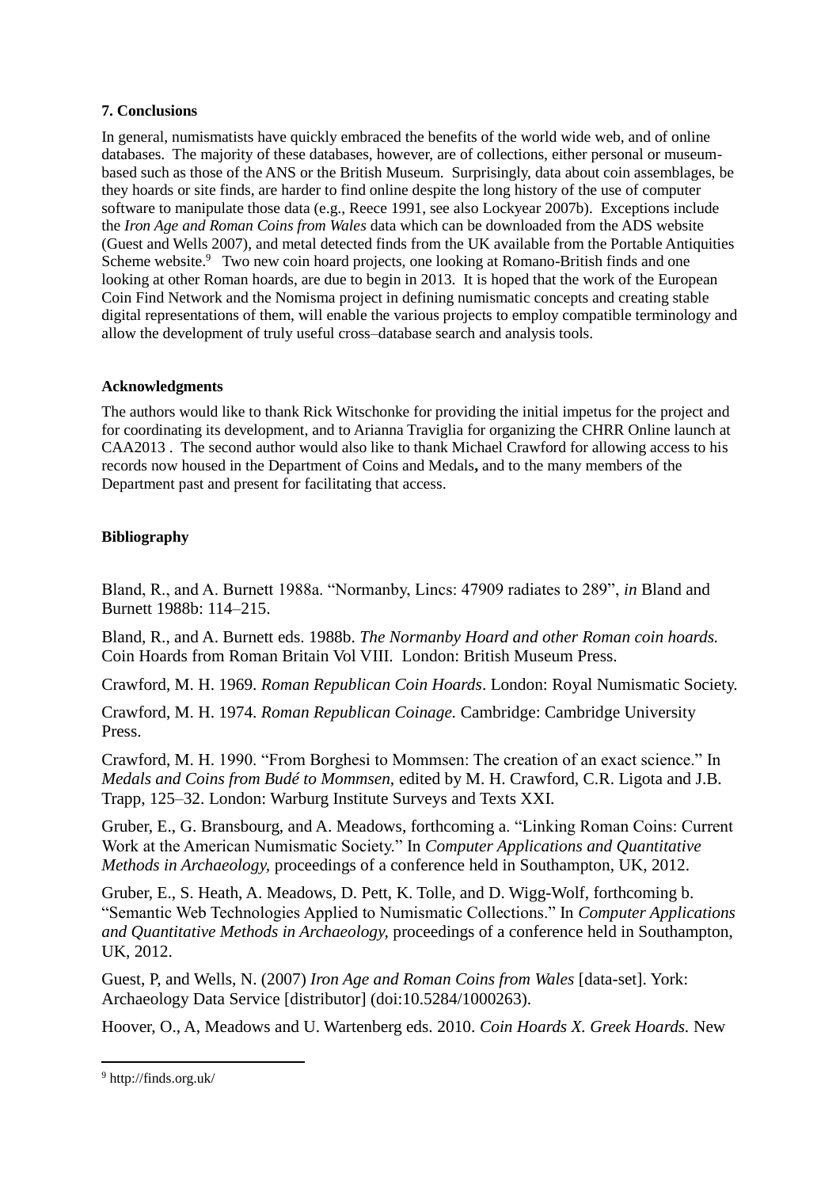## 7. Conclusions

In general, numismatists have quickly embraced the benefits of the world wide web, and of online databases. The majority of these databases, however, are of collections, either personal or museum-based such as those of the ANS or the British Museum. Surprisingly, data about coin assemblages, be they hoards or site finds, are harder to find online despite the long history of the use of computer software to manipulate those data (e.g., Reece 1991, see also Lockyear 2007b). Exceptions include the *Iron Age and Roman Coins from Wales* data which can be downloaded from the ADS website (Guest and Wells 2007), and metal detected finds from the UK available from the Portable Antiquities Scheme website.[9] Two new coin hoard projects, one looking at Romano-British finds and one looking at other Roman hoards, are due to begin in 2013. It is hoped that the work of the European Coin Find Network and the Nomisma project in defining numismatic concepts and creating stable digital representations of them, will enable the various projects to employ compatible terminology and allow the development of truly useful cross–database search and analysis tools.

## Acknowledgments

The authors would like to thank Rick Witschonke for providing the initial impetus for the project and for coordinating its development, and to Arianna Traviglia for organizing the CHRR Online launch at CAA2013 . The second author would also like to thank Michael Crawford for allowing access to his records now housed in the Department of Coins and Medals**,** and to the many members of the Department past and present for facilitating that access.

## Bibliography

Bland, R., and A. Burnett 1988a. "Normanby, Lincs: 47909 radiates to 289", *in* Bland and Burnett 1988b: 114–215.

Bland, R., and A. Burnett eds. 1988b. *The Normanby Hoard and other Roman coin hoards.* Coin Hoards from Roman Britain Vol VIII. London: British Museum Press.

Crawford, M. H. 1969. *Roman Republican Coin Hoards*. London: Royal Numismatic Society.

Crawford, M. H. 1974. *Roman Republican Coinage.* Cambridge: Cambridge University Press.

Crawford, M. H. 1990. "From Borghesi to Mommsen: The creation of an exact science." In *Medals and Coins from Budé to Mommsen,* edited by M. H. Crawford, C.R. Ligota and J.B. Trapp, 125–32. London: Warburg Institute Surveys and Texts XXI.

Gruber, E., G. Bransbourg, and A. Meadows, forthcoming a. "Linking Roman Coins: Current Work at the American Numismatic Society." In *Computer Applications and Quantitative Methods in Archaeology,* proceedings of a conference held in Southampton, UK, 2012.

Gruber, E., S. Heath, A. Meadows, D. Pett, K. Tolle, and D. Wigg-Wolf, forthcoming b. "Semantic Web Technologies Applied to Numismatic Collections." In *Computer Applications and Quantitative Methods in Archaeology,* proceedings of a conference held in Southampton, UK, 2012.

Guest, P, and Wells, N. (2007) *Iron Age and Roman Coins from Wales* [data-set]. York: Archaeology Data Service [distributor] (doi:10.5284/1000263).

Hoover, O., A, Meadows and U. Wartenberg eds. 2010. *Coin Hoards X. Greek Hoards.* New

---

[9] http://finds.org.uk/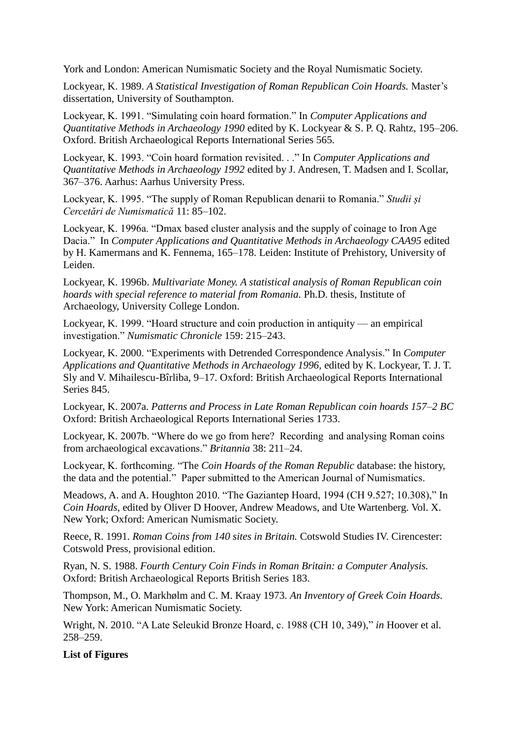York and London: American Numismatic Society and the Royal Numismatic Society.

Lockyear, K. 1989. *A Statistical Investigation of Roman Republican Coin Hoards.* Master's dissertation, University of Southampton.

Lockyear, K. 1991. "Simulating coin hoard formation." In *Computer Applications and Quantitative Methods in Archaeology 1990* edited by K. Lockyear & S. P. Q. Rahtz, 195–206. Oxford. British Archaeological Reports International Series 565.

Lockyear, K. 1993. "Coin hoard formation revisited. . ." In *Computer Applications and Quantitative Methods in Archaeology 1992* edited by J. Andresen, T. Madsen and I. Scollar, 367–376. Aarhus: Aarhus University Press.

Lockyear, K. 1995. "The supply of Roman Republican denarii to Romania." *Studii și Cercetări de Numismatică* 11: 85–102.

Lockyear, K. 1996a. "Dmax based cluster analysis and the supply of coinage to Iron Age Dacia." In *Computer Applications and Quantitative Methods in Archaeology CAA95* edited by H. Kamermans and K. Fennema, 165–178. Leiden: Institute of Prehistory, University of Leiden.

Lockyear, K. 1996b. *Multivariate Money. A statistical analysis of Roman Republican coin hoards with special reference to material from Romania.* Ph.D. thesis, Institute of Archaeology, University College London.

Lockyear, K. 1999. "Hoard structure and coin production in antiquity — an empirical investigation." *Numismatic Chronicle* 159: 215–243.

Lockyear, K. 2000. "Experiments with Detrended Correspondence Analysis." In *Computer Applications and Quantitative Methods in Archaeology 1996,* edited by K. Lockyear, T. J. T. Sly and V. Mihailescu-Bîrliba, 9–17. Oxford: British Archaeological Reports International Series 845.

Lockyear, K. 2007a. *Patterns and Process in Late Roman Republican coin hoards 157–2 BC* Oxford: British Archaeological Reports International Series 1733.

Lockyear, K. 2007b. "Where do we go from here? Recording and analysing Roman coins from archaeological excavations." *Britannia* 38: 211–24.

Lockyear, K. forthcoming. "The *Coin Hoards of the Roman Republic* database: the history, the data and the potential." Paper submitted to the American Journal of Numismatics.

Meadows, A. and A. Houghton 2010. "The Gaziantep Hoard, 1994 (CH 9.527; 10.308)," In *Coin Hoards*, edited by Oliver D Hoover, Andrew Meadows, and Ute Wartenberg. Vol. X. New York; Oxford: American Numismatic Society.

Reece, R. 1991. *Roman Coins from 140 sites in Britain.* Cotswold Studies IV. Cirencester: Cotswold Press, provisional edition.

Ryan, N. S. 1988. *Fourth Century Coin Finds in Roman Britain: a Computer Analysis.* Oxford: British Archaeological Reports British Series 183.

Thompson, M., O. Markhølm and C. M. Kraay 1973. *An Inventory of Greek Coin Hoards.* New York: American Numismatic Society.

Wright, N. 2010. "A Late Seleukid Bronze Hoard, c. 1988 (CH 10, 349)," *in* Hoover et al. 258–259.

**List of Figures**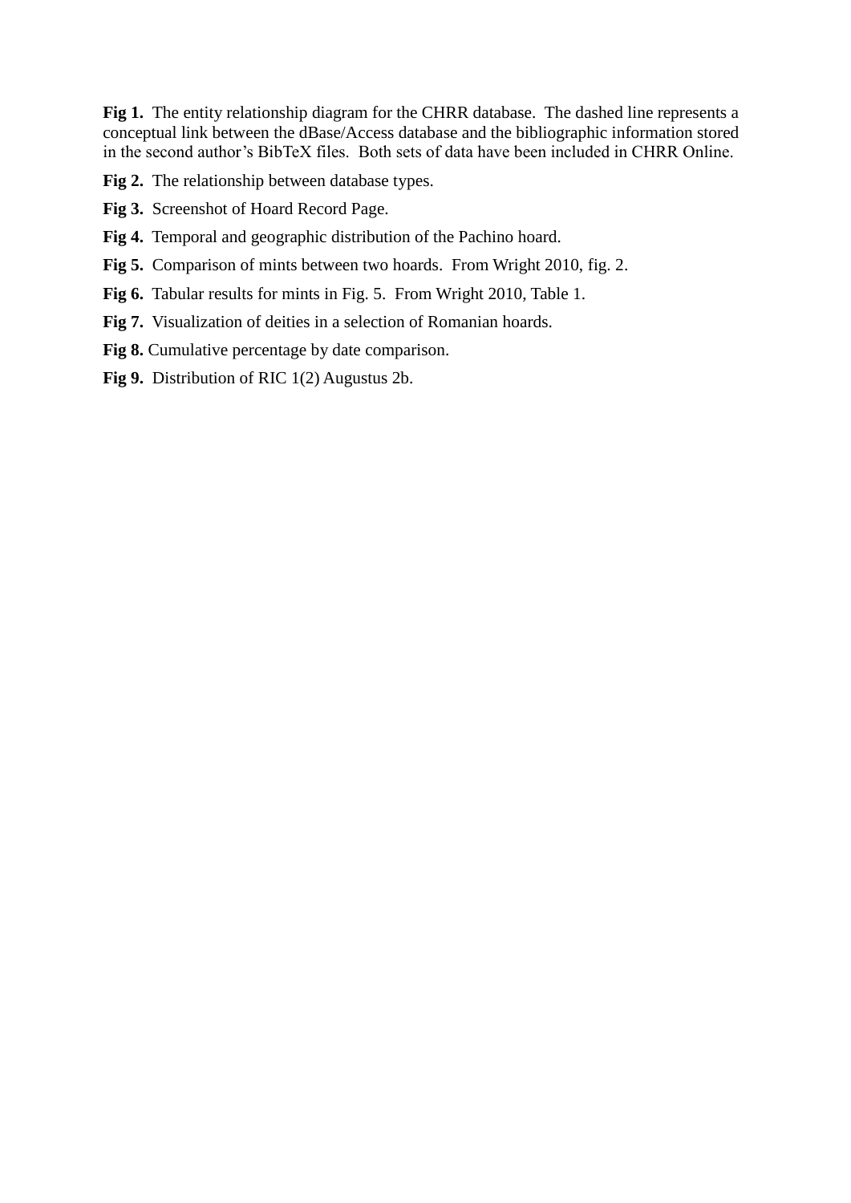**Fig 1.** The entity relationship diagram for the CHRR database. The dashed line represents a conceptual link between the dBase/Access database and the bibliographic information stored in the second author's BibTeX files. Both sets of data have been included in CHRR Online.

**Fig 2.** The relationship between database types.

**Fig 3.** Screenshot of Hoard Record Page.

**Fig 4.** Temporal and geographic distribution of the Pachino hoard.

**Fig 5.** Comparison of mints between two hoards. From Wright 2010, fig. 2.

**Fig 6.** Tabular results for mints in Fig. 5. From Wright 2010, Table 1.

**Fig 7.** Visualization of deities in a selection of Romanian hoards.

**Fig 8.** Cumulative percentage by date comparison.

**Fig 9.** Distribution of RIC 1(2) Augustus 2b.